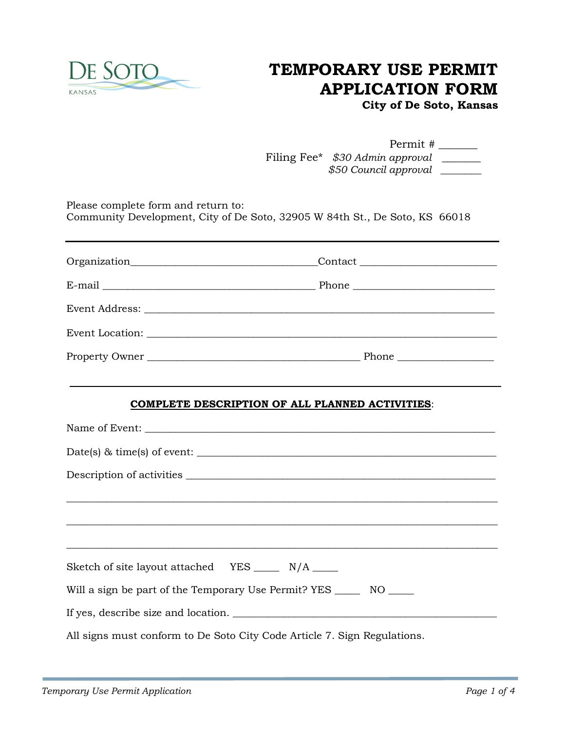DE SOTO
KANSAS

# TEMPORARY USE PERMIT APPLICATION FORM

**City of De Soto, Kansas**

Permit # _______

Filing Fee* *$30 Admin approval* _______
*$50 Council approval* _______

Please complete form and return to:
Community Development, City of De Soto, 32905 W 84th St., De Soto, KS 66018

---

Organization___________________________________Contact _________________________

E-mail ________________________________________ Phone __________________________

Event Address: ____________________________________________________________________

Event Location: ____________________________________________________________________

Property Owner ________________________________________ Phone _________________

---

**COMPLETE DESCRIPTION OF ALL PLANNED ACTIVITIES**:

Name of Event: ____________________________________________________________________

Date(s) & time(s) of event: ________________________________________________________

Description of activities __________________________________________________________

_____________________________________________________________________________________

_____________________________________________________________________________________

_____________________________________________________________________________________

Sketch of site layout attached YES _____ N/A _____

Will a sign be part of the Temporary Use Permit? YES _____ NO _____

If yes, describe size and location. ______________________________________________

All signs must conform to De Soto City Code Article 7. Sign Regulations.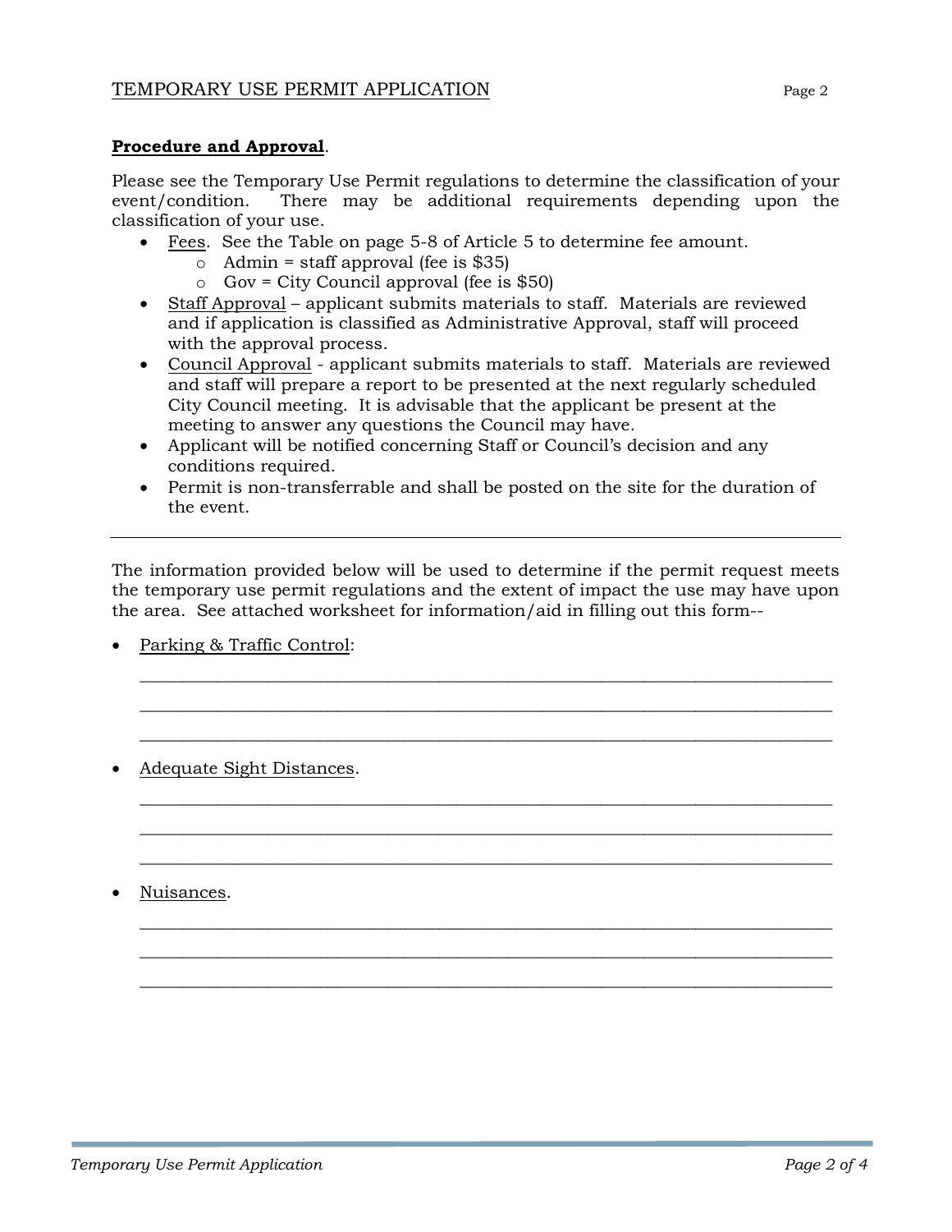**Procedure and Approval**.

Please see the Temporary Use Permit regulations to determine the classification of your event/condition. There may be additional requirements depending upon the classification of your use.

- Fees. See the Table on page 5-8 of Article 5 to determine fee amount.
  - Admin = staff approval (fee is $35)
  - Gov = City Council approval (fee is $50)
- Staff Approval – applicant submits materials to staff. Materials are reviewed and if application is classified as Administrative Approval, staff will proceed with the approval process.
- Council Approval - applicant submits materials to staff. Materials are reviewed and staff will prepare a report to be presented at the next regularly scheduled City Council meeting. It is advisable that the applicant be present at the meeting to answer any questions the Council may have.
- Applicant will be notified concerning Staff or Council's decision and any conditions required.
- Permit is non-transferrable and shall be posted on the site for the duration of the event.

---

The information provided below will be used to determine if the permit request meets the temporary use permit regulations and the extent of impact the use may have upon the area. See attached worksheet for information/aid in filling out this form--

- Parking & Traffic Control:

  ______________________________________________________________________________

  ______________________________________________________________________________

  ______________________________________________________________________________

- Adequate Sight Distances.

  ______________________________________________________________________________

  ______________________________________________________________________________

  ______________________________________________________________________________

- Nuisances.

  ______________________________________________________________________________

  ______________________________________________________________________________

  ______________________________________________________________________________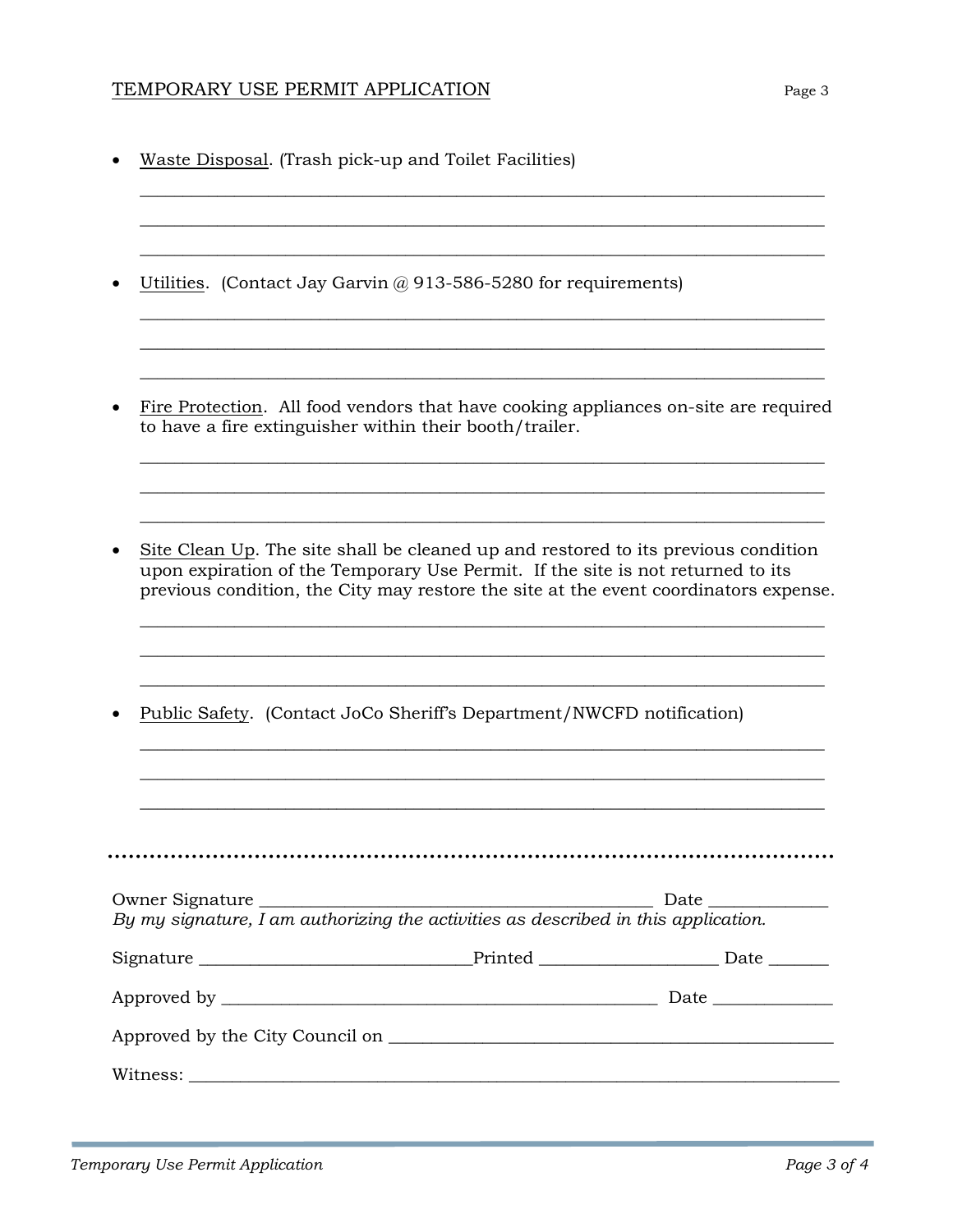- Waste Disposal. (Trash pick-up and Toilet Facilities)

_______________________________________________________________________________

_______________________________________________________________________________

_______________________________________________________________________________

- Utilities. (Contact Jay Garvin @ 913-586-5280 for requirements)

_______________________________________________________________________________

_______________________________________________________________________________

_______________________________________________________________________________

- Fire Protection. All food vendors that have cooking appliances on-site are required to have a fire extinguisher within their booth/trailer.

_______________________________________________________________________________

_______________________________________________________________________________

_______________________________________________________________________________

- Site Clean Up. The site shall be cleaned up and restored to its previous condition upon expiration of the Temporary Use Permit. If the site is not returned to its previous condition, the City may restore the site at the event coordinators expense.

_______________________________________________________________________________

_______________________________________________________________________________

_______________________________________________________________________________

- Public Safety. (Contact JoCo Sheriff's Department/NWCFD notification)

_______________________________________________________________________________

_______________________________________________________________________________

_______________________________________________________________________________

---

Owner Signature _____________________________________________ Date _____________

*By my signature, I am authorizing the activities as described in this application.*

Signature ______________________________Printed ___________________ Date _______

Approved by __________________________________________________ Date _____________

Approved by the City Council on __________________________________________________

Witness: _____________________________________________________________________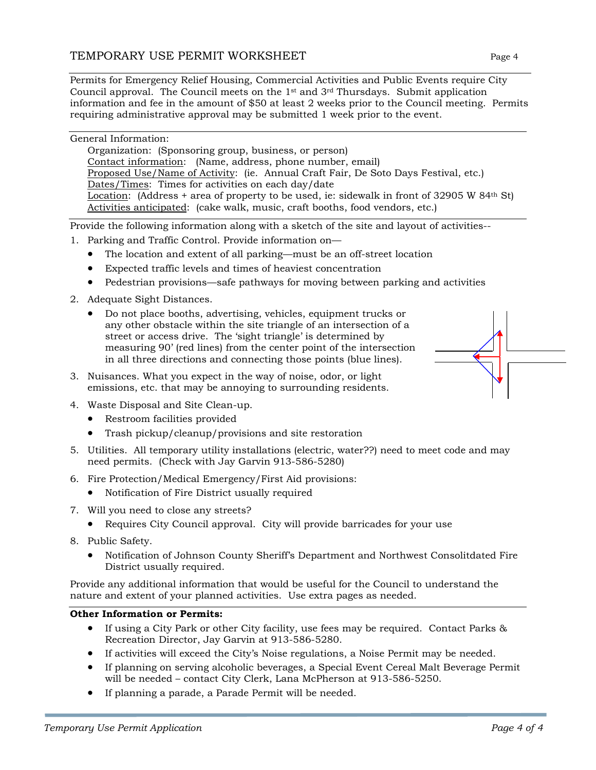# TEMPORARY USE PERMIT WORKSHEET

Permits for Emergency Relief Housing, Commercial Activities and Public Events require City Council approval. The Council meets on the 1st and 3rd Thursdays. Submit application information and fee in the amount of $50 at least 2 weeks prior to the Council meeting. Permits requiring administrative approval may be submitted 1 week prior to the event.

General Information:

Organization: (Sponsoring group, business, or person)
Contact information: (Name, address, phone number, email)
Proposed Use/Name of Activity: (ie. Annual Craft Fair, De Soto Days Festival, etc.)
Dates/Times: Times for activities on each day/date
Location: (Address + area of property to be used, ie: sidewalk in front of 32905 W 84th St)
Activities anticipated: (cake walk, music, craft booths, food vendors, etc.)

Provide the following information along with a sketch of the site and layout of activities--

1. Parking and Traffic Control. Provide information on—
   - The location and extent of all parking—must be an off-street location
   - Expected traffic levels and times of heaviest concentration
   - Pedestrian provisions—safe pathways for moving between parking and activities
2. Adequate Sight Distances.
   - Do not place booths, advertising, vehicles, equipment trucks or any other obstacle within the site triangle of an intersection of a street or access drive. The 'sight triangle' is determined by measuring 90' (red lines) from the center point of the intersection in all three directions and connecting those points (blue lines).
3. Nuisances. What you expect in the way of noise, odor, or light emissions, etc. that may be annoying to surrounding residents.
4. Waste Disposal and Site Clean-up.
   - Restroom facilities provided
   - Trash pickup/cleanup/provisions and site restoration
5. Utilities. All temporary utility installations (electric, water??) need to meet code and may need permits. (Check with Jay Garvin 913-586-5280)
6. Fire Protection/Medical Emergency/First Aid provisions:
   - Notification of Fire District usually required
7. Will you need to close any streets?
   - Requires City Council approval. City will provide barricades for your use
8. Public Safety.
   - Notification of Johnson County Sheriff's Department and Northwest Consolitdated Fire District usually required.

Provide any additional information that would be useful for the Council to understand the nature and extent of your planned activities. Use extra pages as needed.

**Other Information or Permits:**

- If using a City Park or other City facility, use fees may be required. Contact Parks & Recreation Director, Jay Garvin at 913-586-5280.
- If activities will exceed the City's Noise regulations, a Noise Permit may be needed.
- If planning on serving alcoholic beverages, a Special Event Cereal Malt Beverage Permit will be needed – contact City Clerk, Lana McPherson at 913-586-5250.
- If planning a parade, a Parade Permit will be needed.